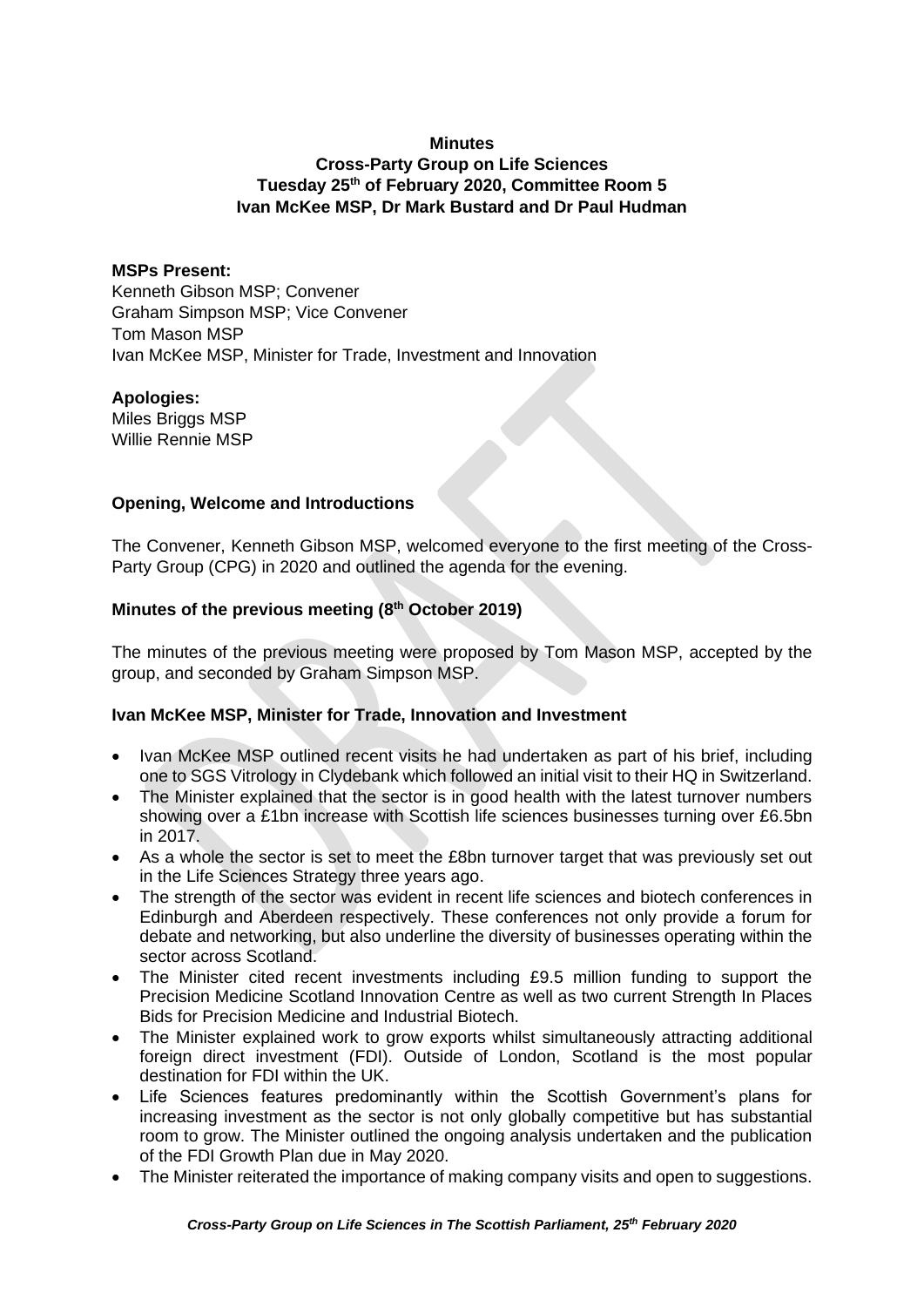**Minutes**
**Cross-Party Group on Life Sciences**
**Tuesday 25th of February 2020, Committee Room 5**
**Ivan McKee MSP, Dr Mark Bustard and Dr Paul Hudman**

**MSPs Present:**
Kenneth Gibson MSP; Convener
Graham Simpson MSP; Vice Convener
Tom Mason MSP
Ivan McKee MSP, Minister for Trade, Investment and Innovation

**Apologies:**
Miles Briggs MSP
Willie Rennie MSP

**Opening, Welcome and Introductions**

The Convener, Kenneth Gibson MSP, welcomed everyone to the first meeting of the Cross-Party Group (CPG) in 2020 and outlined the agenda for the evening.

**Minutes of the previous meeting (8th October 2019)**

The minutes of the previous meeting were proposed by Tom Mason MSP, accepted by the group, and seconded by Graham Simpson MSP.

**Ivan McKee MSP, Minister for Trade, Innovation and Investment**

- Ivan McKee MSP outlined recent visits he had undertaken as part of his brief, including one to SGS Vitrology in Clydebank which followed an initial visit to their HQ in Switzerland.
- The Minister explained that the sector is in good health with the latest turnover numbers showing over a £1bn increase with Scottish life sciences businesses turning over £6.5bn in 2017.
- As a whole the sector is set to meet the £8bn turnover target that was previously set out in the Life Sciences Strategy three years ago.
- The strength of the sector was evident in recent life sciences and biotech conferences in Edinburgh and Aberdeen respectively. These conferences not only provide a forum for debate and networking, but also underline the diversity of businesses operating within the sector across Scotland.
- The Minister cited recent investments including £9.5 million funding to support the Precision Medicine Scotland Innovation Centre as well as two current Strength In Places Bids for Precision Medicine and Industrial Biotech.
- The Minister explained work to grow exports whilst simultaneously attracting additional foreign direct investment (FDI). Outside of London, Scotland is the most popular destination for FDI within the UK.
- Life Sciences features predominantly within the Scottish Government's plans for increasing investment as the sector is not only globally competitive but has substantial room to grow. The Minister outlined the ongoing analysis undertaken and the publication of the FDI Growth Plan due in May 2020.
- The Minister reiterated the importance of making company visits and open to suggestions.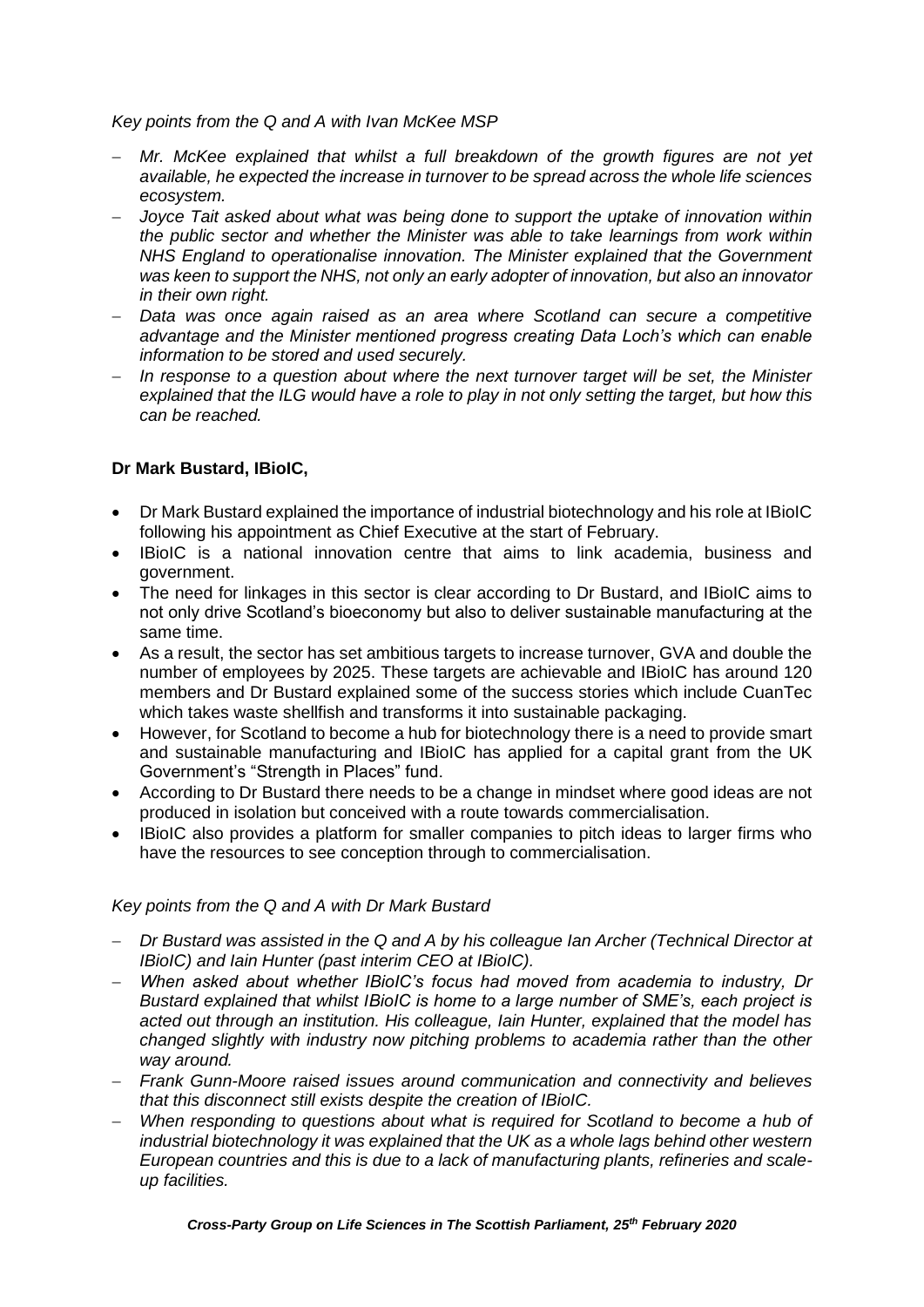*Key points from the Q and A with Ivan McKee MSP*

- *Mr. McKee explained that whilst a full breakdown of the growth figures are not yet available, he expected the increase in turnover to be spread across the whole life sciences ecosystem.*
- *Joyce Tait asked about what was being done to support the uptake of innovation within the public sector and whether the Minister was able to take learnings from work within NHS England to operationalise innovation. The Minister explained that the Government was keen to support the NHS, not only an early adopter of innovation, but also an innovator in their own right.*
- *Data was once again raised as an area where Scotland can secure a competitive advantage and the Minister mentioned progress creating Data Loch's which can enable information to be stored and used securely.*
- *In response to a question about where the next turnover target will be set, the Minister explained that the ILG would have a role to play in not only setting the target, but how this can be reached.*

**Dr Mark Bustard, IBioIC,**

- Dr Mark Bustard explained the importance of industrial biotechnology and his role at IBioIC following his appointment as Chief Executive at the start of February.
- IBioIC is a national innovation centre that aims to link academia, business and government.
- The need for linkages in this sector is clear according to Dr Bustard, and IBioIC aims to not only drive Scotland's bioeconomy but also to deliver sustainable manufacturing at the same time.
- As a result, the sector has set ambitious targets to increase turnover, GVA and double the number of employees by 2025. These targets are achievable and IBioIC has around 120 members and Dr Bustard explained some of the success stories which include CuanTec which takes waste shellfish and transforms it into sustainable packaging.
- However, for Scotland to become a hub for biotechnology there is a need to provide smart and sustainable manufacturing and IBioIC has applied for a capital grant from the UK Government's "Strength in Places" fund.
- According to Dr Bustard there needs to be a change in mindset where good ideas are not produced in isolation but conceived with a route towards commercialisation.
- IBioIC also provides a platform for smaller companies to pitch ideas to larger firms who have the resources to see conception through to commercialisation.

*Key points from the Q and A with Dr Mark Bustard*

- *Dr Bustard was assisted in the Q and A by his colleague Ian Archer (Technical Director at IBioIC) and Iain Hunter (past interim CEO at IBioIC).*
- *When asked about whether IBioIC's focus had moved from academia to industry, Dr Bustard explained that whilst IBioIC is home to a large number of SME's, each project is acted out through an institution. His colleague, Iain Hunter, explained that the model has changed slightly with industry now pitching problems to academia rather than the other way around.*
- *Frank Gunn-Moore raised issues around communication and connectivity and believes that this disconnect still exists despite the creation of IBioIC.*
- *When responding to questions about what is required for Scotland to become a hub of industrial biotechnology it was explained that the UK as a whole lags behind other western European countries and this is due to a lack of manufacturing plants, refineries and scale-up facilities.*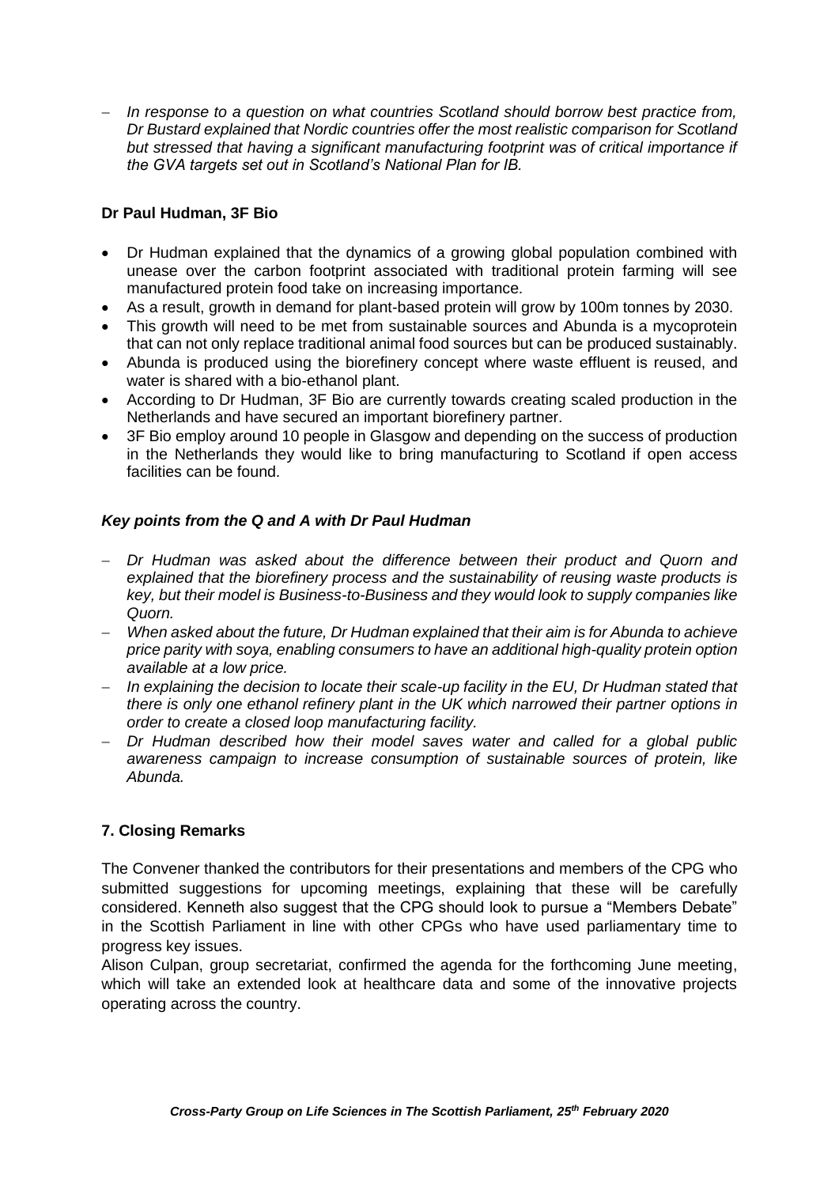- *In response to a question on what countries Scotland should borrow best practice from, Dr Bustard explained that Nordic countries offer the most realistic comparison for Scotland but stressed that having a significant manufacturing footprint was of critical importance if the GVA targets set out in Scotland's National Plan for IB.*

**Dr Paul Hudman, 3F Bio**

- Dr Hudman explained that the dynamics of a growing global population combined with unease over the carbon footprint associated with traditional protein farming will see manufactured protein food take on increasing importance.
- As a result, growth in demand for plant-based protein will grow by 100m tonnes by 2030.
- This growth will need to be met from sustainable sources and Abunda is a mycoprotein that can not only replace traditional animal food sources but can be produced sustainably.
- Abunda is produced using the biorefinery concept where waste effluent is reused, and water is shared with a bio-ethanol plant.
- According to Dr Hudman, 3F Bio are currently towards creating scaled production in the Netherlands and have secured an important biorefinery partner.
- 3F Bio employ around 10 people in Glasgow and depending on the success of production in the Netherlands they would like to bring manufacturing to Scotland if open access facilities can be found.

***Key points from the Q and A with Dr Paul Hudman***

- *Dr Hudman was asked about the difference between their product and Quorn and explained that the biorefinery process and the sustainability of reusing waste products is key, but their model is Business-to-Business and they would look to supply companies like Quorn.*
- *When asked about the future, Dr Hudman explained that their aim is for Abunda to achieve price parity with soya, enabling consumers to have an additional high-quality protein option available at a low price.*
- *In explaining the decision to locate their scale-up facility in the EU, Dr Hudman stated that there is only one ethanol refinery plant in the UK which narrowed their partner options in order to create a closed loop manufacturing facility.*
- *Dr Hudman described how their model saves water and called for a global public awareness campaign to increase consumption of sustainable sources of protein, like Abunda.*

**7. Closing Remarks**

The Convener thanked the contributors for their presentations and members of the CPG who submitted suggestions for upcoming meetings, explaining that these will be carefully considered. Kenneth also suggest that the CPG should look to pursue a "Members Debate" in the Scottish Parliament in line with other CPGs who have used parliamentary time to progress key issues.

Alison Culpan, group secretariat, confirmed the agenda for the forthcoming June meeting, which will take an extended look at healthcare data and some of the innovative projects operating across the country.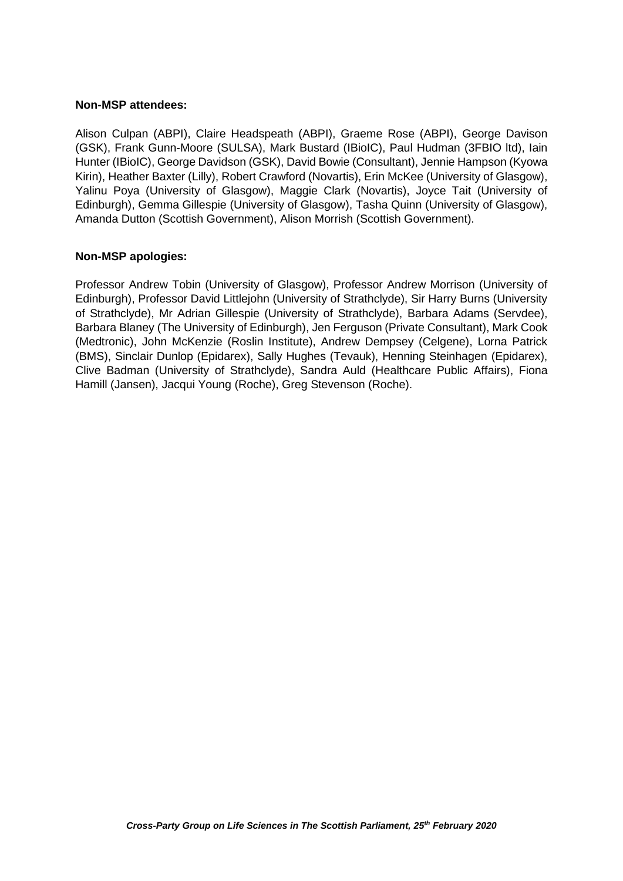**Non-MSP attendees:**

Alison Culpan (ABPI), Claire Headspeath (ABPI), Graeme Rose (ABPI), George Davison (GSK), Frank Gunn-Moore (SULSA), Mark Bustard (IBioIC), Paul Hudman (3FBIO ltd), Iain Hunter (IBioIC), George Davidson (GSK), David Bowie (Consultant), Jennie Hampson (Kyowa Kirin), Heather Baxter (Lilly), Robert Crawford (Novartis), Erin McKee (University of Glasgow), Yalinu Poya (University of Glasgow), Maggie Clark (Novartis), Joyce Tait (University of Edinburgh), Gemma Gillespie (University of Glasgow), Tasha Quinn (University of Glasgow), Amanda Dutton (Scottish Government), Alison Morrish (Scottish Government).

**Non-MSP apologies:**

Professor Andrew Tobin (University of Glasgow), Professor Andrew Morrison (University of Edinburgh), Professor David Littlejohn (University of Strathclyde), Sir Harry Burns (University of Strathclyde), Mr Adrian Gillespie (University of Strathclyde), Barbara Adams (Servdee), Barbara Blaney (The University of Edinburgh), Jen Ferguson (Private Consultant), Mark Cook (Medtronic), John McKenzie (Roslin Institute), Andrew Dempsey (Celgene), Lorna Patrick (BMS), Sinclair Dunlop (Epidarex), Sally Hughes (Tevauk), Henning Steinhagen (Epidarex), Clive Badman (University of Strathclyde), Sandra Auld (Healthcare Public Affairs), Fiona Hamill (Jansen), Jacqui Young (Roche), Greg Stevenson (Roche).